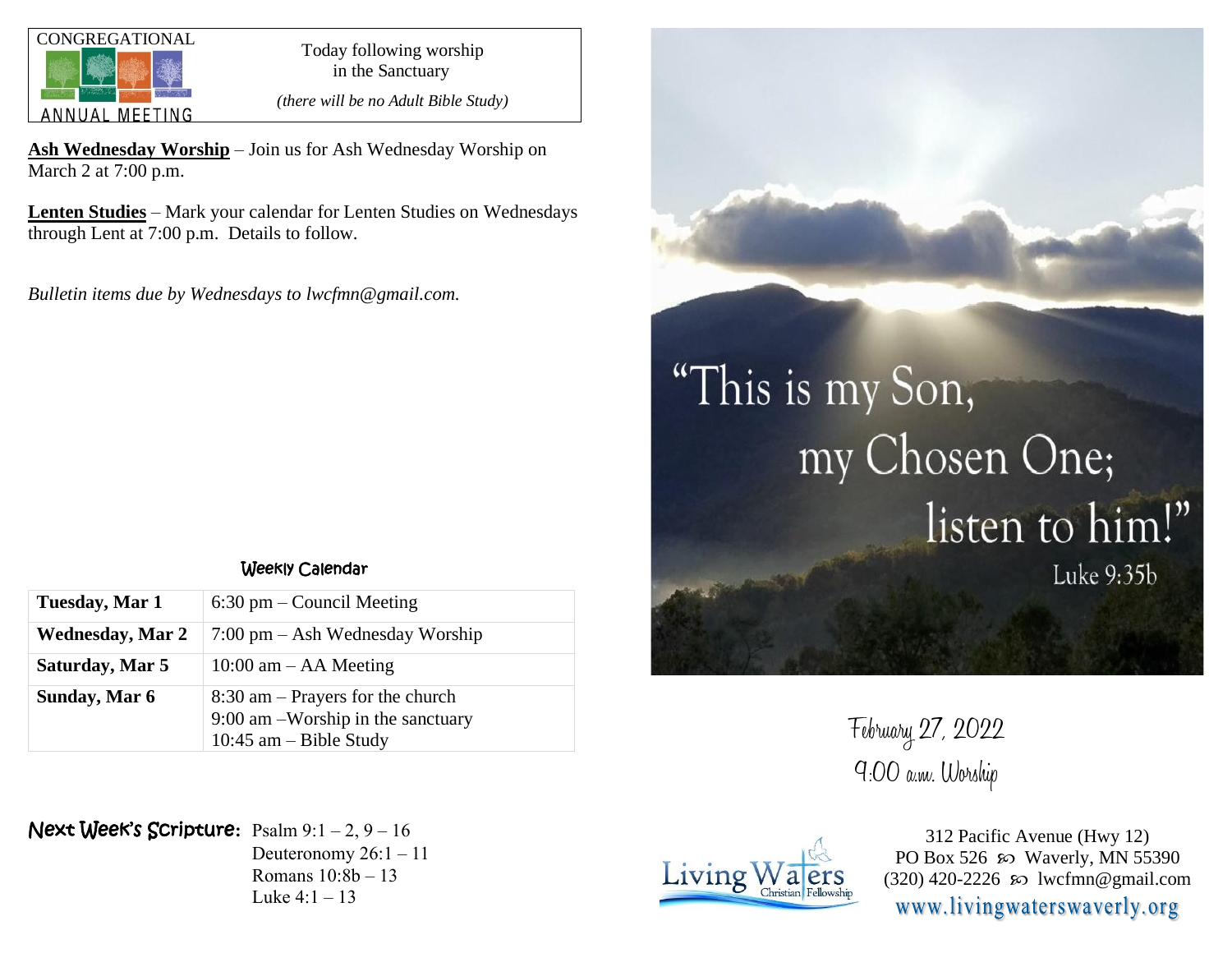CONGREGATIONAL ANNUAL MEETING

Today following worship in the Sanctuary

*(there will be no Adult Bible Study)*

**Ash Wednesday Worship** – Join us for Ash Wednesday Worship on March 2 at 7:00 p.m.

**Lenten Studies** – Mark your calendar for Lenten Studies on Wednesdays through Lent at 7:00 p.m. Details to follow.

*Bulletin items due by Wednesdays to lwcfmn@gmail.com.*

## Weekly Calendar

| | |
|---|---|
| **Tuesday, Mar 1** | 6:30 pm – Council Meeting |
| **Wednesday, Mar 2** | 7:00 pm – Ash Wednesday Worship |
| **Saturday, Mar 5** | 10:00 am – AA Meeting |
| **Sunday, Mar 6** | 8:30 am – Prayers for the church<br>9:00 am –Worship in the sanctuary<br>10:45 am – Bible Study |

**Next Week's Scripture:** Psalm 9:1 – 2, 9 – 16
Deuteronomy 26:1 – 11
Romans 10:8b – 13
Luke 4:1 – 13

"This is my Son, my Chosen One; listen to him!"
Luke 9:35b

February 27, 2022
9:00 a.m. Worship

Living Waters Christian Fellowship

312 Pacific Avenue (Hwy 12)
PO Box 526 ꩜ Waverly, MN 55390
(320) 420-2226 ꩜ lwcfmn@gmail.com
www.livingwaterswaverly.org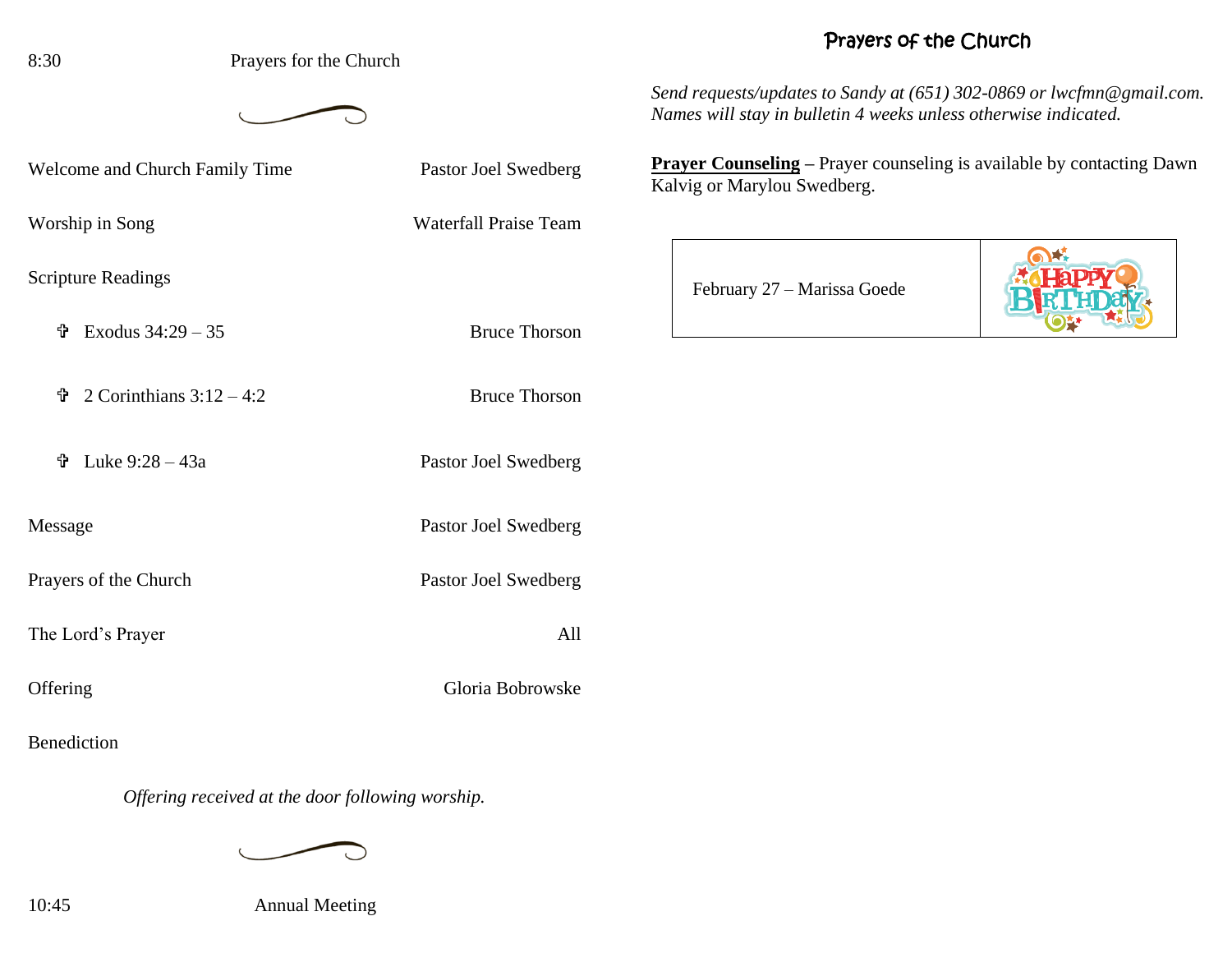8:30 Prayers for the Church

| | |
|---|---|
| Welcome and Church Family Time | Pastor Joel Swedberg |
| Worship in Song | Waterfall Praise Team |
| Scripture Readings | |
| ✞ Exodus 34:29 – 35 | Bruce Thorson |
| ✞ 2 Corinthians 3:12 – 4:2 | Bruce Thorson |
| ✞ Luke 9:28 – 43a | Pastor Joel Swedberg |
| Message | Pastor Joel Swedberg |
| Prayers of the Church | Pastor Joel Swedberg |
| The Lord's Prayer | All |
| Offering | Gloria Bobrowske |
| Benediction | |

*Offering received at the door following worship.*

10:45 Annual Meeting

## Prayers of the Church

*Send requests/updates to Sandy at (651) 302-0869 or lwcfmn@gmail.com. Names will stay in bulletin 4 weeks unless otherwise indicated.*

**Prayer Counseling –** Prayer counseling is available by contacting Dawn Kalvig or Marylou Swedberg.

| | |
|---|---|
| February 27 – Marissa Goede | HAPPY BIRTHDAY |